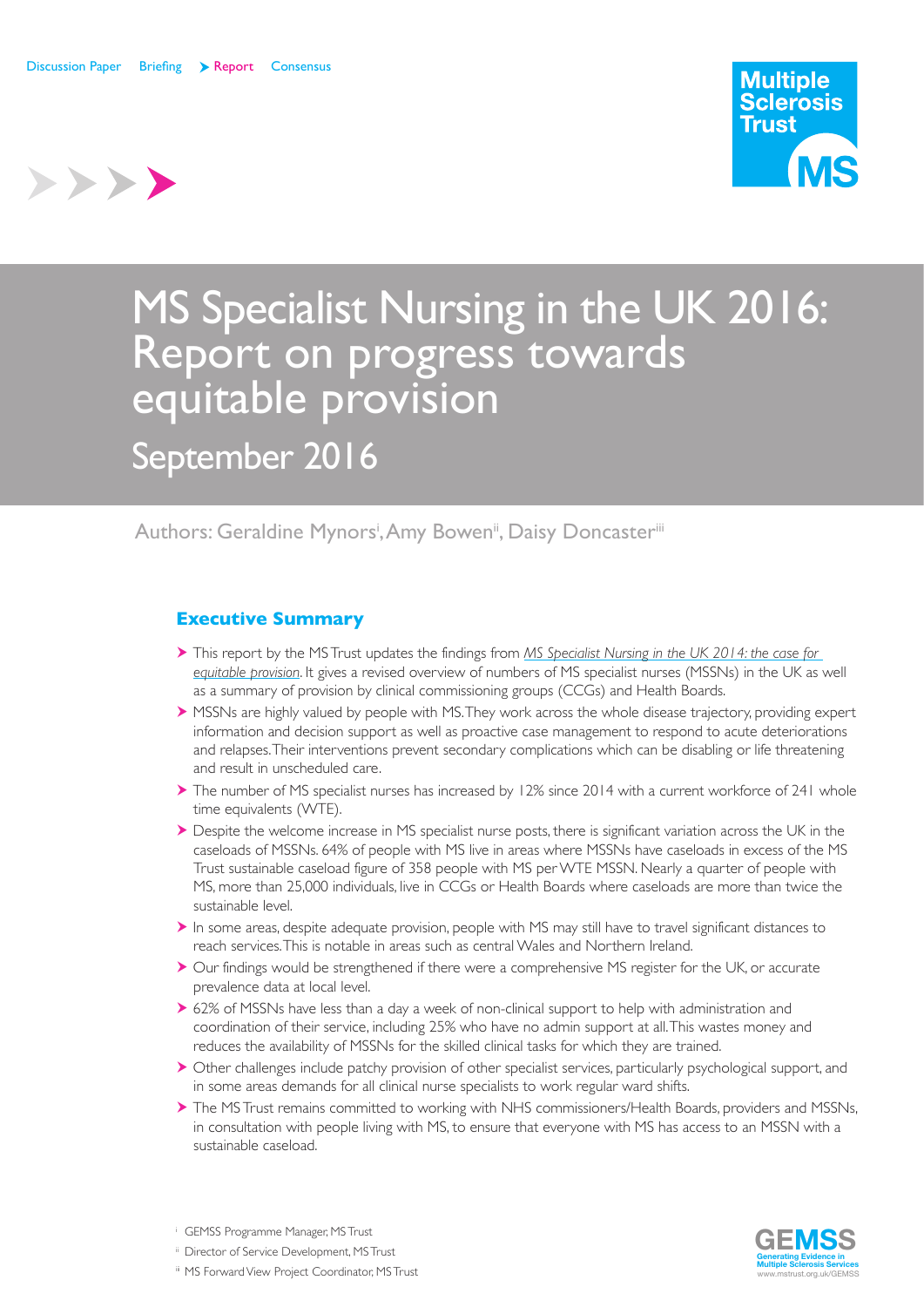Discussion Paper Briefing Report Consensus

Multiple Sclerosis Trust

# MS Specialist Nursing in the UK 2016: Report on progress towards equitable provision

## September 2016

Authors: Geraldine Mynors[i], Amy Bowen[ii], Daisy Doncaster[iii]

### Executive Summary

- This report by the MS Trust updates the findings from *MS Specialist Nursing in the UK 2014: the case for equitable provision*. It gives a revised overview of numbers of MS specialist nurses (MSSNs) in the UK as well as a summary of provision by clinical commissioning groups (CCGs) and Health Boards.
- MSSNs are highly valued by people with MS. They work across the whole disease trajectory, providing expert information and decision support as well as proactive case management to respond to acute deteriorations and relapses. Their interventions prevent secondary complications which can be disabling or life threatening and result in unscheduled care.
- The number of MS specialist nurses has increased by 12% since 2014 with a current workforce of 241 whole time equivalents (WTE).
- Despite the welcome increase in MS specialist nurse posts, there is significant variation across the UK in the caseloads of MSSNs. 64% of people with MS live in areas where MSSNs have caseloads in excess of the MS Trust sustainable caseload figure of 358 people with MS per WTE MSSN. Nearly a quarter of people with MS, more than 25,000 individuals, live in CCGs or Health Boards where caseloads are more than twice the sustainable level.
- In some areas, despite adequate provision, people with MS may still have to travel significant distances to reach services. This is notable in areas such as central Wales and Northern Ireland.
- Our findings would be strengthened if there were a comprehensive MS register for the UK, or accurate prevalence data at local level.
- 62% of MSSNs have less than a day a week of non-clinical support to help with administration and coordination of their service, including 25% who have no admin support at all. This wastes money and reduces the availability of MSSNs for the skilled clinical tasks for which they are trained.
- Other challenges include patchy provision of other specialist services, particularly psychological support, and in some areas demands for all clinical nurse specialists to work regular ward shifts.
- The MS Trust remains committed to working with NHS commissioners/Health Boards, providers and MSSNs, in consultation with people living with MS, to ensure that everyone with MS has access to an MSSN with a sustainable caseload.

[i] GEMSS Programme Manager, MS Trust

[ii] Director of Service Development, MS Trust

[iii] MS Forward View Project Coordinator, MS Trust

GEMSS Generating Evidence in Multiple Sclerosis Services www.mstrust.org.uk/GEMSS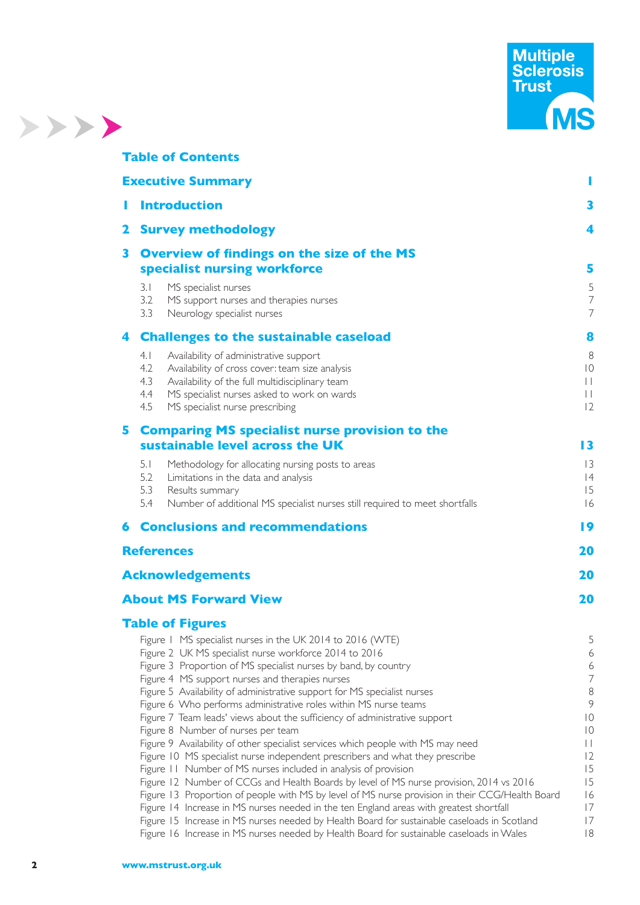## Table of Contents

| | |
|---|---|
| **Executive Summary** | **1** |
| **1 Introduction** | **3** |
| **2 Survey methodology** | **4** |
| **3 Overview of findings on the size of the MS specialist nursing workforce** | **5** |
| 3.1 MS specialist nurses | 5 |
| 3.2 MS support nurses and therapies nurses | 7 |
| 3.3 Neurology specialist nurses | 7 |
| **4 Challenges to the sustainable caseload** | **8** |
| 4.1 Availability of administrative support | 8 |
| 4.2 Availability of cross cover: team size analysis | 10 |
| 4.3 Availability of the full multidisciplinary team | 11 |
| 4.4 MS specialist nurses asked to work on wards | 11 |
| 4.5 MS specialist nurse prescribing | 12 |
| **5 Comparing MS specialist nurse provision to the sustainable level across the UK** | **13** |
| 5.1 Methodology for allocating nursing posts to areas | 13 |
| 5.2 Limitations in the data and analysis | 14 |
| 5.3 Results summary | 15 |
| 5.4 Number of additional MS specialist nurses still required to meet shortfalls | 16 |
| **6 Conclusions and recommendations** | **19** |
| **References** | **20** |
| **Acknowledgements** | **20** |
| **About MS Forward View** | **20** |

## Table of Figures

| | |
|---|---|
| Figure 1 MS specialist nurses in the UK 2014 to 2016 (WTE) | 5 |
| Figure 2 UK MS specialist nurse workforce 2014 to 2016 | 6 |
| Figure 3 Proportion of MS specialist nurses by band, by country | 6 |
| Figure 4 MS support nurses and therapies nurses | 7 |
| Figure 5 Availability of administrative support for MS specialist nurses | 8 |
| Figure 6 Who performs administrative roles within MS nurse teams | 9 |
| Figure 7 Team leads' views about the sufficiency of administrative support | 10 |
| Figure 8 Number of nurses per team | 10 |
| Figure 9 Availability of other specialist services which people with MS may need | 11 |
| Figure 10 MS specialist nurse independent prescribers and what they prescribe | 12 |
| Figure 11 Number of MS nurses included in analysis of provision | 15 |
| Figure 12 Number of CCGs and Health Boards by level of MS nurse provision, 2014 vs 2016 | 15 |
| Figure 13 Proportion of people with MS by level of MS nurse provision in their CCG/Health Board | 16 |
| Figure 14 Increase in MS nurses needed in the ten England areas with greatest shortfall | 17 |
| Figure 15 Increase in MS nurses needed by Health Board for sustainable caseloads in Scotland | 17 |
| Figure 16 Increase in MS nurses needed by Health Board for sustainable caseloads in Wales | 18 |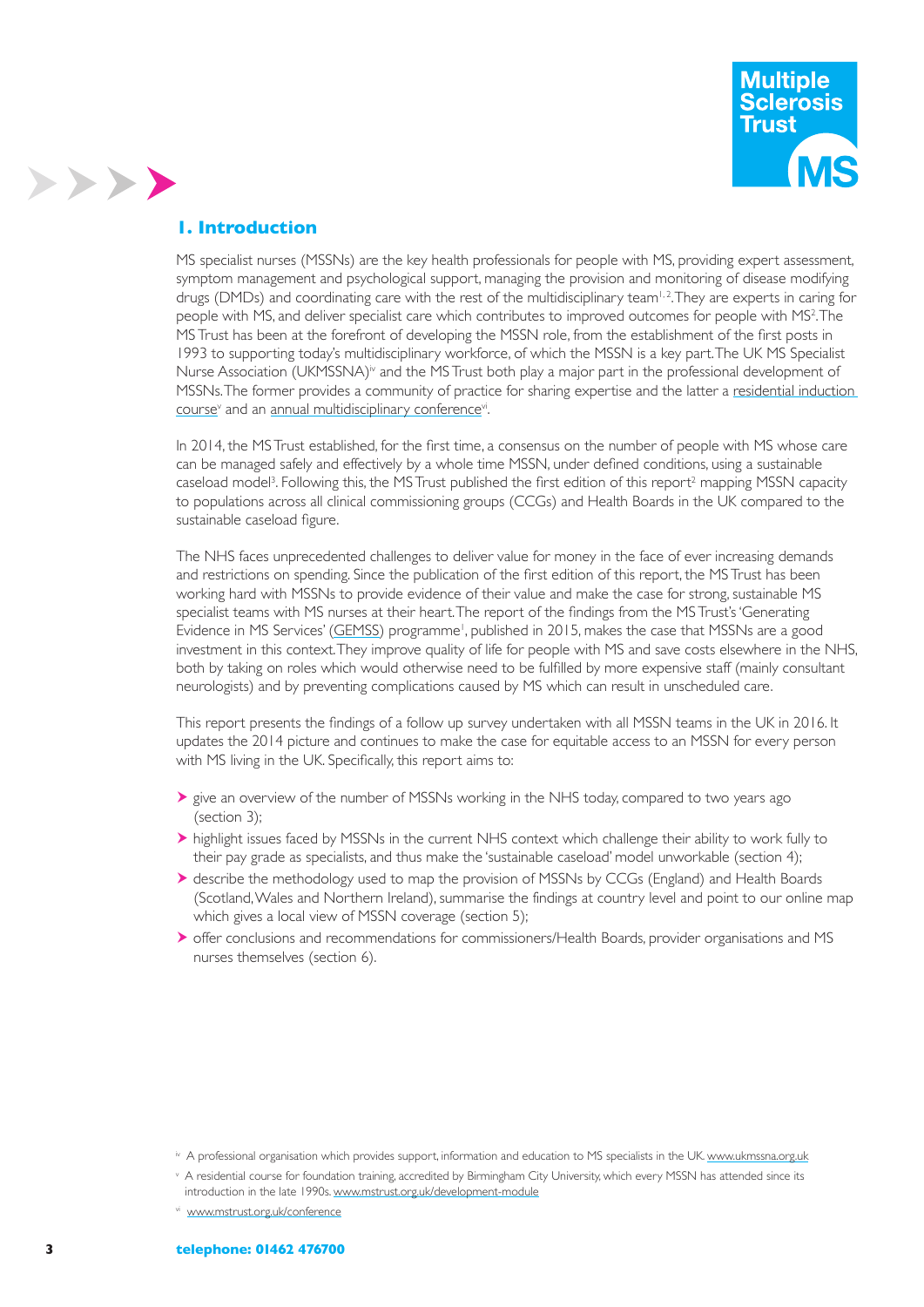## 1. Introduction

MS specialist nurses (MSSNs) are the key health professionals for people with MS, providing expert assessment, symptom management and psychological support, managing the provision and monitoring of disease modifying drugs (DMDs) and coordinating care with the rest of the multidisciplinary team[1,2]. They are experts in caring for people with MS, and deliver specialist care which contributes to improved outcomes for people with MS[2]. The MS Trust has been at the forefront of developing the MSSN role, from the establishment of the first posts in 1993 to supporting today's multidisciplinary workforce, of which the MSSN is a key part. The UK MS Specialist Nurse Association (UKMSSNA)[iv] and the MS Trust both play a major part in the professional development of MSSNs. The former provides a community of practice for sharing expertise and the latter a residential induction course[v] and an annual multidisciplinary conference[vi].

In 2014, the MS Trust established, for the first time, a consensus on the number of people with MS whose care can be managed safely and effectively by a whole time MSSN, under defined conditions, using a sustainable caseload model[3]. Following this, the MS Trust published the first edition of this report[2] mapping MSSN capacity to populations across all clinical commissioning groups (CCGs) and Health Boards in the UK compared to the sustainable caseload figure.

The NHS faces unprecedented challenges to deliver value for money in the face of ever increasing demands and restrictions on spending. Since the publication of the first edition of this report, the MS Trust has been working hard with MSSNs to provide evidence of their value and make the case for strong, sustainable MS specialist teams with MS nurses at their heart. The report of the findings from the MS Trust's 'Generating Evidence in MS Services' (GEMSS) programme[1], published in 2015, makes the case that MSSNs are a good investment in this context. They improve quality of life for people with MS and save costs elsewhere in the NHS, both by taking on roles which would otherwise need to be fulfilled by more expensive staff (mainly consultant neurologists) and by preventing complications caused by MS which can result in unscheduled care.

This report presents the findings of a follow up survey undertaken with all MSSN teams in the UK in 2016. It updates the 2014 picture and continues to make the case for equitable access to an MSSN for every person with MS living in the UK. Specifically, this report aims to:

- give an overview of the number of MSSNs working in the NHS today, compared to two years ago (section 3);
- highlight issues faced by MSSNs in the current NHS context which challenge their ability to work fully to their pay grade as specialists, and thus make the 'sustainable caseload' model unworkable (section 4);
- describe the methodology used to map the provision of MSSNs by CCGs (England) and Health Boards (Scotland, Wales and Northern Ireland), summarise the findings at country level and point to our online map which gives a local view of MSSN coverage (section 5);
- offer conclusions and recommendations for commissioners/Health Boards, provider organisations and MS nurses themselves (section 6).

---

[iv] A professional organisation which provides support, information and education to MS specialists in the UK. www.ukmssna.org.uk

[v] A residential course for foundation training, accredited by Birmingham City University, which every MSSN has attended since its introduction in the late 1990s. www.mstrust.org.uk/development-module

[vi] www.mstrust.org.uk/conference

**telephone: 01462 476700**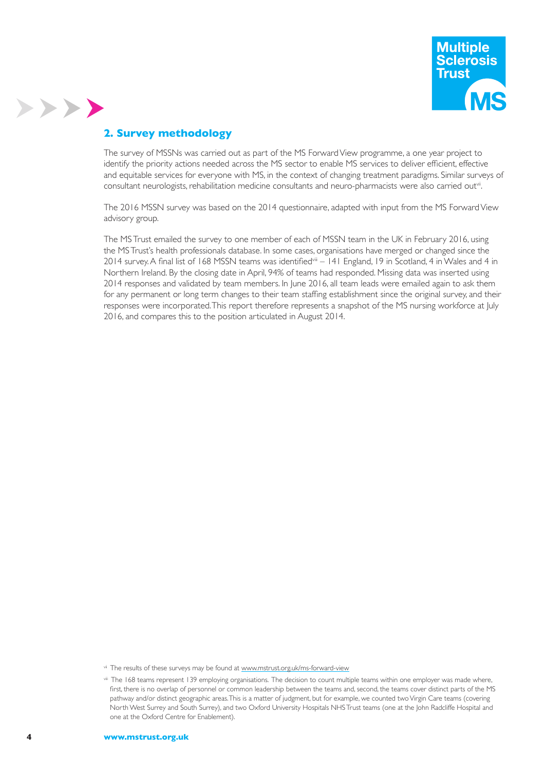## 2. Survey methodology

The survey of MSSNs was carried out as part of the MS Forward View programme, a one year project to identify the priority actions needed across the MS sector to enable MS services to deliver efficient, effective and equitable services for everyone with MS, in the context of changing treatment paradigms. Similar surveys of consultant neurologists, rehabilitation medicine consultants and neuro-pharmacists were also carried out[vii].

The 2016 MSSN survey was based on the 2014 questionnaire, adapted with input from the MS Forward View advisory group.

The MS Trust emailed the survey to one member of each of MSSN team in the UK in February 2016, using the MS Trust's health professionals database. In some cases, organisations have merged or changed since the 2014 survey. A final list of 168 MSSN teams was identified[viii] – 141 England, 19 in Scotland, 4 in Wales and 4 in Northern Ireland. By the closing date in April, 94% of teams had responded. Missing data was inserted using 2014 responses and validated by team members. In June 2016, all team leads were emailed again to ask them for any permanent or long term changes to their team staffing establishment since the original survey, and their responses were incorporated. This report therefore represents a snapshot of the MS nursing workforce at July 2016, and compares this to the position articulated in August 2014.

[vii] The results of these surveys may be found at www.mstrust.org.uk/ms-forward-view

[viii] The 168 teams represent 139 employing organisations. The decision to count multiple teams within one employer was made where, first, there is no overlap of personnel or common leadership between the teams and, second, the teams cover distinct parts of the MS pathway and/or distinct geographic areas. This is a matter of judgment, but for example, we counted two Virgin Care teams (covering North West Surrey and South Surrey), and two Oxford University Hospitals NHS Trust teams (one at the John Radcliffe Hospital and one at the Oxford Centre for Enablement).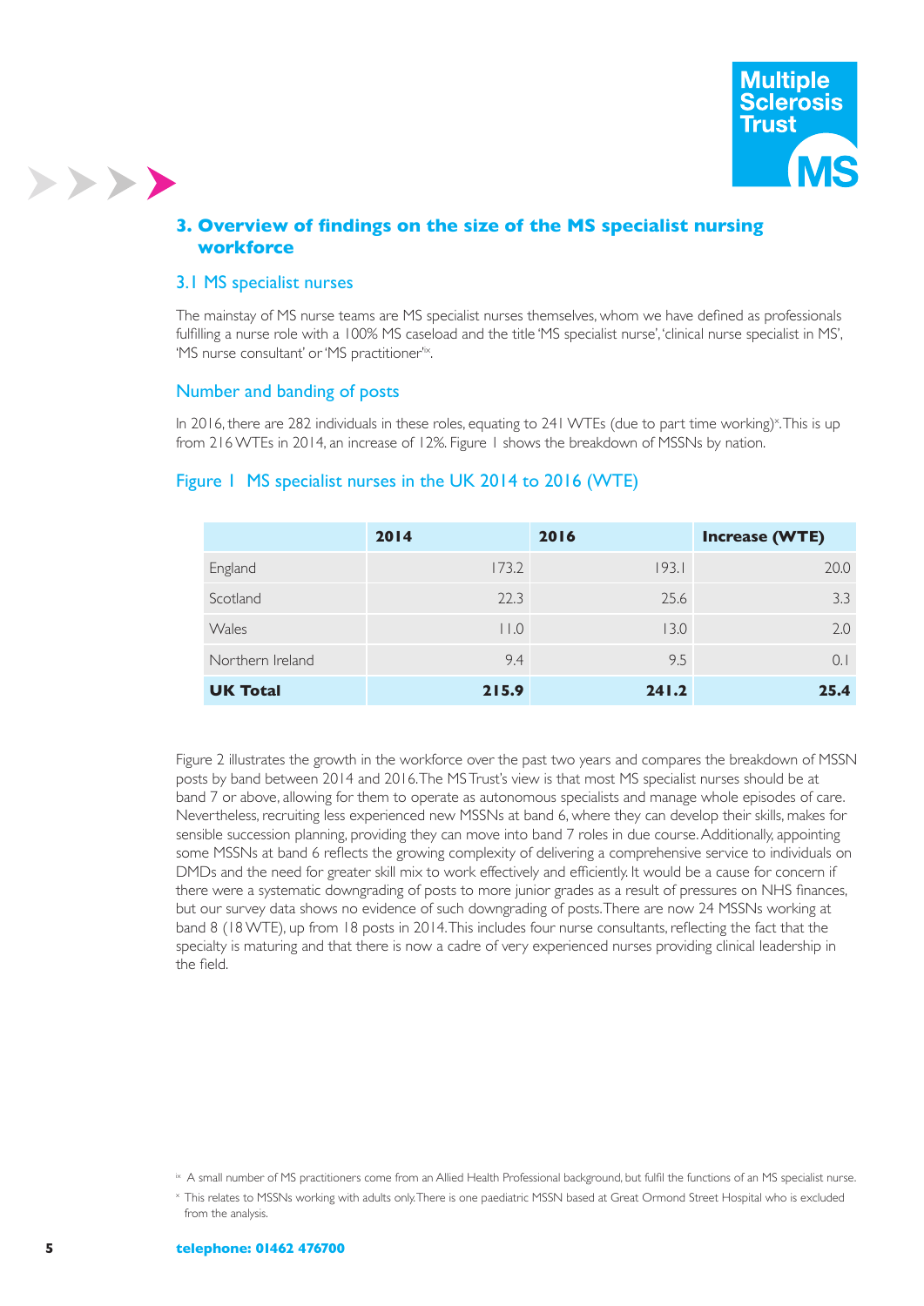## 3. Overview of findings on the size of the MS specialist nursing workforce

### 3.1 MS specialist nurses

The mainstay of MS nurse teams are MS specialist nurses themselves, whom we have defined as professionals fulfilling a nurse role with a 100% MS caseload and the title 'MS specialist nurse', 'clinical nurse specialist in MS', 'MS nurse consultant' or 'MS practitioner'[ix].

### Number and banding of posts

In 2016, there are 282 individuals in these roles, equating to 241 WTEs (due to part time working)[x]. This is up from 216 WTEs in 2014, an increase of 12%. Figure 1 shows the breakdown of MSSNs by nation.

### Figure 1 MS specialist nurses in the UK 2014 to 2016 (WTE)

| | 2014 | 2016 | Increase (WTE) |
|---|---|---|---|
| England | 173.2 | 193.1 | 20.0 |
| Scotland | 22.3 | 25.6 | 3.3 |
| Wales | 11.0 | 13.0 | 2.0 |
| Northern Ireland | 9.4 | 9.5 | 0.1 |
| **UK Total** | **215.9** | **241.2** | **25.4** |

Figure 2 illustrates the growth in the workforce over the past two years and compares the breakdown of MSSN posts by band between 2014 and 2016. The MS Trust's view is that most MS specialist nurses should be at band 7 or above, allowing for them to operate as autonomous specialists and manage whole episodes of care. Nevertheless, recruiting less experienced new MSSNs at band 6, where they can develop their skills, makes for sensible succession planning, providing they can move into band 7 roles in due course. Additionally, appointing some MSSNs at band 6 reflects the growing complexity of delivering a comprehensive service to individuals on DMDs and the need for greater skill mix to work effectively and efficiently. It would be a cause for concern if there were a systematic downgrading of posts to more junior grades as a result of pressures on NHS finances, but our survey data shows no evidence of such downgrading of posts. There are now 24 MSSNs working at band 8 (18 WTE), up from 18 posts in 2014. This includes four nurse consultants, reflecting the fact that the specialty is maturing and that there is now a cadre of very experienced nurses providing clinical leadership in the field.

[ix] A small number of MS practitioners come from an Allied Health Professional background, but fulfil the functions of an MS specialist nurse.

[x] This relates to MSSNs working with adults only. There is one paediatric MSSN based at Great Ormond Street Hospital who is excluded from the analysis.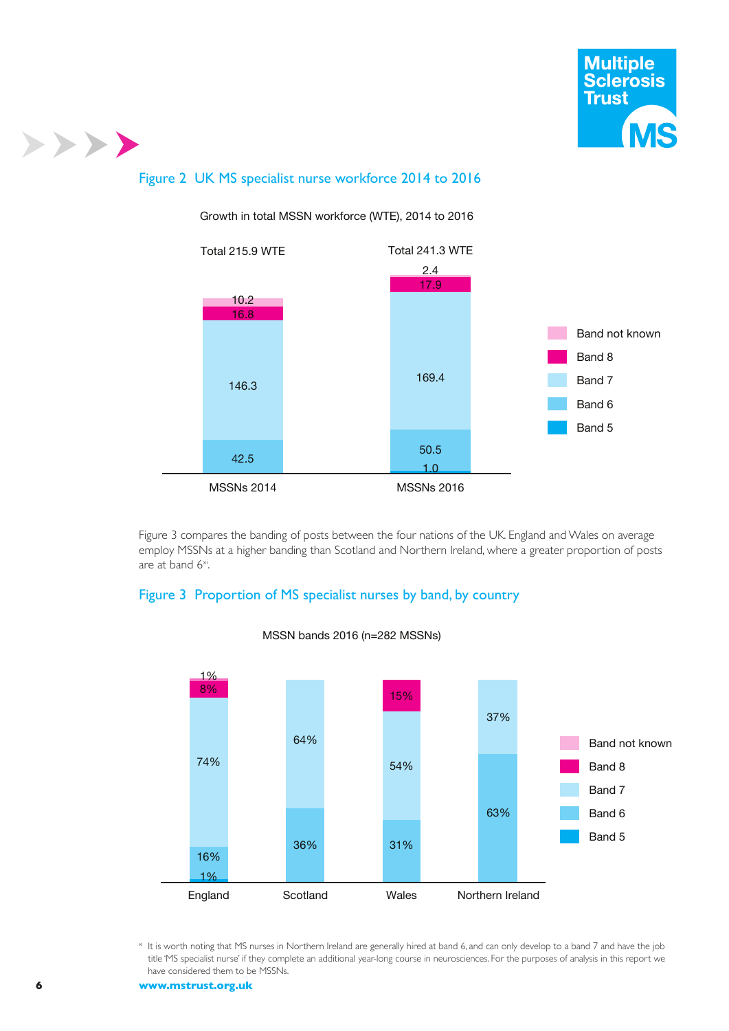## Figure 2 UK MS specialist nurse workforce 2014 to 2016

Growth in total MSSN workforce (WTE), 2014 to 2016

| | MSSNs 2014 (Total 215.9 WTE) | MSSNs 2016 (Total 241.3 WTE) |
|---|---|---|
| Band not known | 10.2 | 2.4 |
| Band 8 | 16.8 | 17.9 |
| Band 7 | 146.3 | 169.4 |
| Band 6 | 42.5 | 50.5 |
| Band 5 | | 1.0 |

Figure 3 compares the banding of posts between the four nations of the UK. England and Wales on average employ MSSNs at a higher banding than Scotland and Northern Ireland, where a greater proportion of posts are at band 6[xi].

## Figure 3 Proportion of MS specialist nurses by band, by country

MSSN bands 2016 (n=282 MSSNs)

| | England | Scotland | Wales | Northern Ireland |
|---|---|---|---|---|
| Band not known | 1% | | | |
| Band 8 | 8% | | 15% | |
| Band 7 | 74% | 64% | 54% | 37% |
| Band 6 | 16% | 36% | 31% | 63% |
| Band 5 | 1% | | | |

[xi] It is worth noting that MS nurses in Northern Ireland are generally hired at band 6, and can only develop to a band 7 and have the job title 'MS specialist nurse' if they complete an additional year-long course in neurosciences. For the purposes of analysis in this report we have considered them to be MSSNs.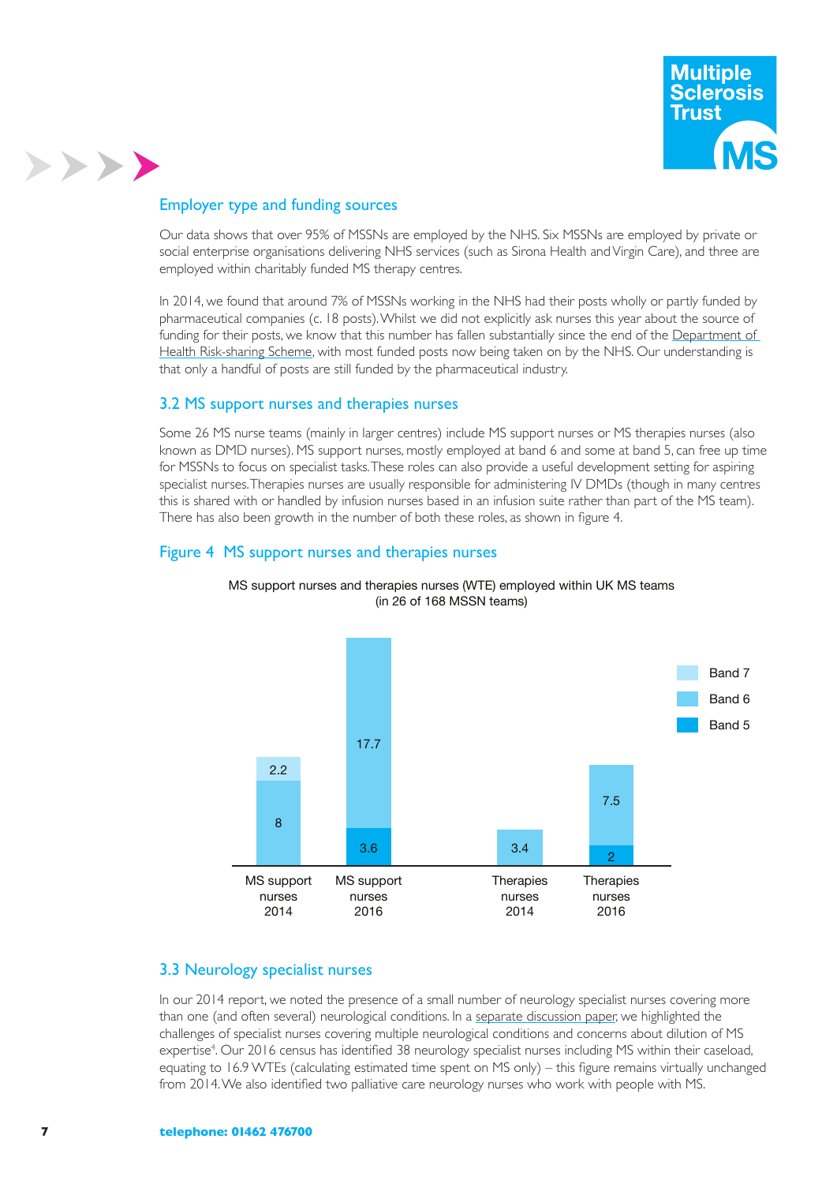## Employer type and funding sources

Our data shows that over 95% of MSSNs are employed by the NHS. Six MSSNs are employed by private or social enterprise organisations delivering NHS services (such as Sirona Health and Virgin Care), and three are employed within charitably funded MS therapy centres.

In 2014, we found that around 7% of MSSNs working in the NHS had their posts wholly or partly funded by pharmaceutical companies (c. 18 posts). Whilst we did not explicitly ask nurses this year about the source of funding for their posts, we know that this number has fallen substantially since the end of the Department of Health Risk-sharing Scheme, with most funded posts now being taken on by the NHS. Our understanding is that only a handful of posts are still funded by the pharmaceutical industry.

## 3.2 MS support nurses and therapies nurses

Some 26 MS nurse teams (mainly in larger centres) include MS support nurses or MS therapies nurses (also known as DMD nurses). MS support nurses, mostly employed at band 6 and some at band 5, can free up time for MSSNs to focus on specialist tasks. These roles can also provide a useful development setting for aspiring specialist nurses. Therapies nurses are usually responsible for administering IV DMDs (though in many centres this is shared with or handled by infusion nurses based in an infusion suite rather than part of the MS team). There has also been growth in the number of both these roles, as shown in figure 4.

### Figure 4 MS support nurses and therapies nurses

MS support nurses and therapies nurses (WTE) employed within UK MS teams (in 26 of 168 MSSN teams)

| | Band 7 | Band 6 | Band 5 |
|---|---|---|---|
| MS support nurses 2014 | 2.2 | 8 | |
| MS support nurses 2016 | | 17.7 | 3.6 |
| Therapies nurses 2014 | | 3.4 | |
| Therapies nurses 2016 | | 7.5 | 2 |

## 3.3 Neurology specialist nurses

In our 2014 report, we noted the presence of a small number of neurology specialist nurses covering more than one (and often several) neurological conditions. In a separate discussion paper, we highlighted the challenges of specialist nurses covering multiple neurological conditions and concerns about dilution of MS expertise[4]. Our 2016 census has identified 38 neurology specialist nurses including MS within their caseload, equating to 16.9 WTEs (calculating estimated time spent on MS only) – this figure remains virtually unchanged from 2014. We also identified two palliative care neurology nurses who work with people with MS.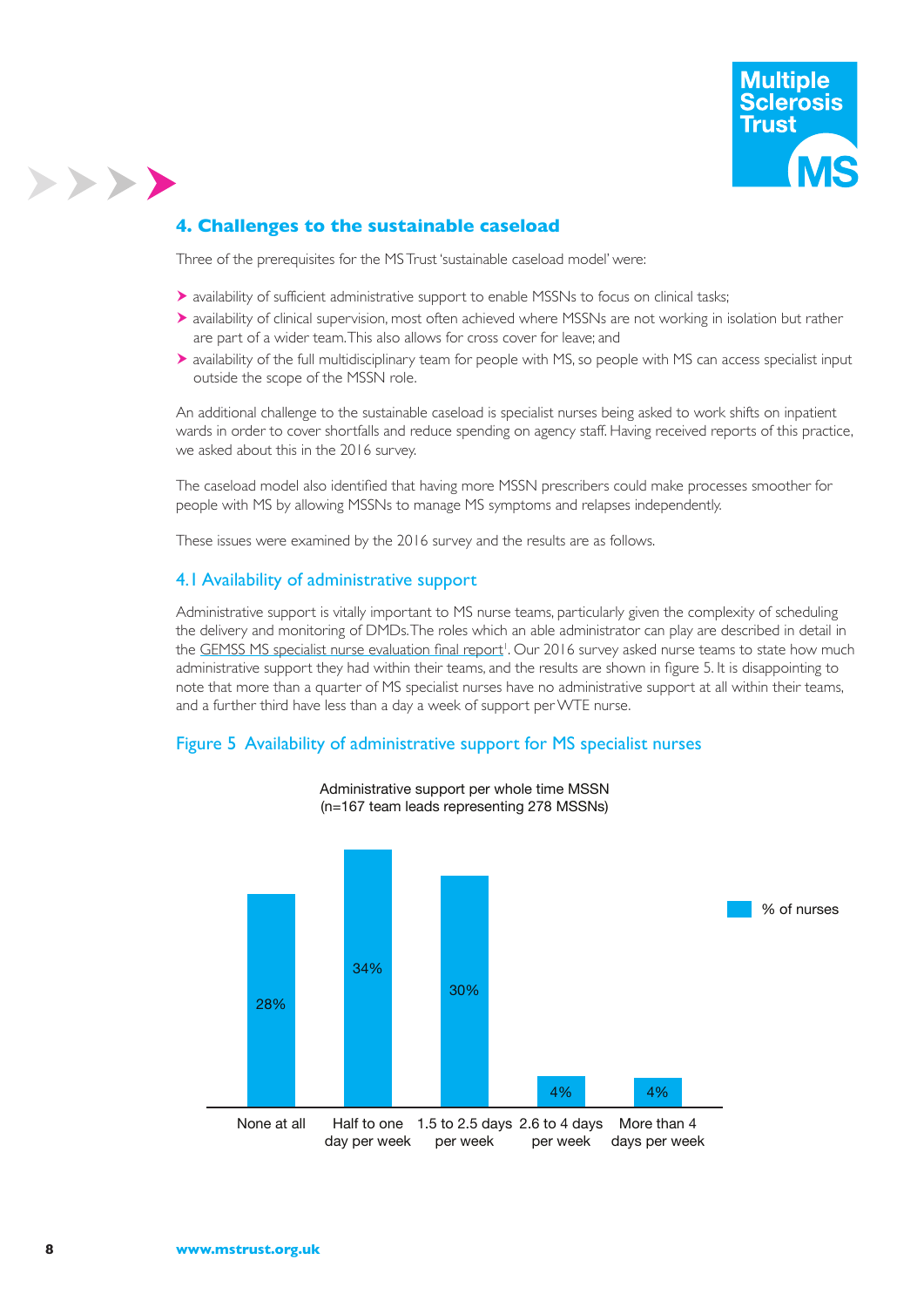## 4. Challenges to the sustainable caseload

Three of the prerequisites for the MS Trust 'sustainable caseload model' were:

- availability of sufficient administrative support to enable MSSNs to focus on clinical tasks;
- availability of clinical supervision, most often achieved where MSSNs are not working in isolation but rather are part of a wider team. This also allows for cross cover for leave; and
- availability of the full multidisciplinary team for people with MS, so people with MS can access specialist input outside the scope of the MSSN role.

An additional challenge to the sustainable caseload is specialist nurses being asked to work shifts on inpatient wards in order to cover shortfalls and reduce spending on agency staff. Having received reports of this practice, we asked about this in the 2016 survey.

The caseload model also identified that having more MSSN prescribers could make processes smoother for people with MS by allowing MSSNs to manage MS symptoms and relapses independently.

These issues were examined by the 2016 survey and the results are as follows.

### 4.1 Availability of administrative support

Administrative support is vitally important to MS nurse teams, particularly given the complexity of scheduling the delivery and monitoring of DMDs. The roles which an able administrator can play are described in detail in the GEMSS MS specialist nurse evaluation final report[1]. Our 2016 survey asked nurse teams to state how much administrative support they had within their teams, and the results are shown in figure 5. It is disappointing to note that more than a quarter of MS specialist nurses have no administrative support at all within their teams, and a further third have less than a day a week of support per WTE nurse.

### Figure 5 Availability of administrative support for MS specialist nurses

Administrative support per whole time MSSN
(n=167 team leads representing 278 MSSNs)

| Administrative support | % of nurses |
|---|---|
| None at all | 28% |
| Half to one day per week | 34% |
| 1.5 to 2.5 days per week | 30% |
| 2.6 to 4 days per week | 4% |
| More than 4 days per week | 4% |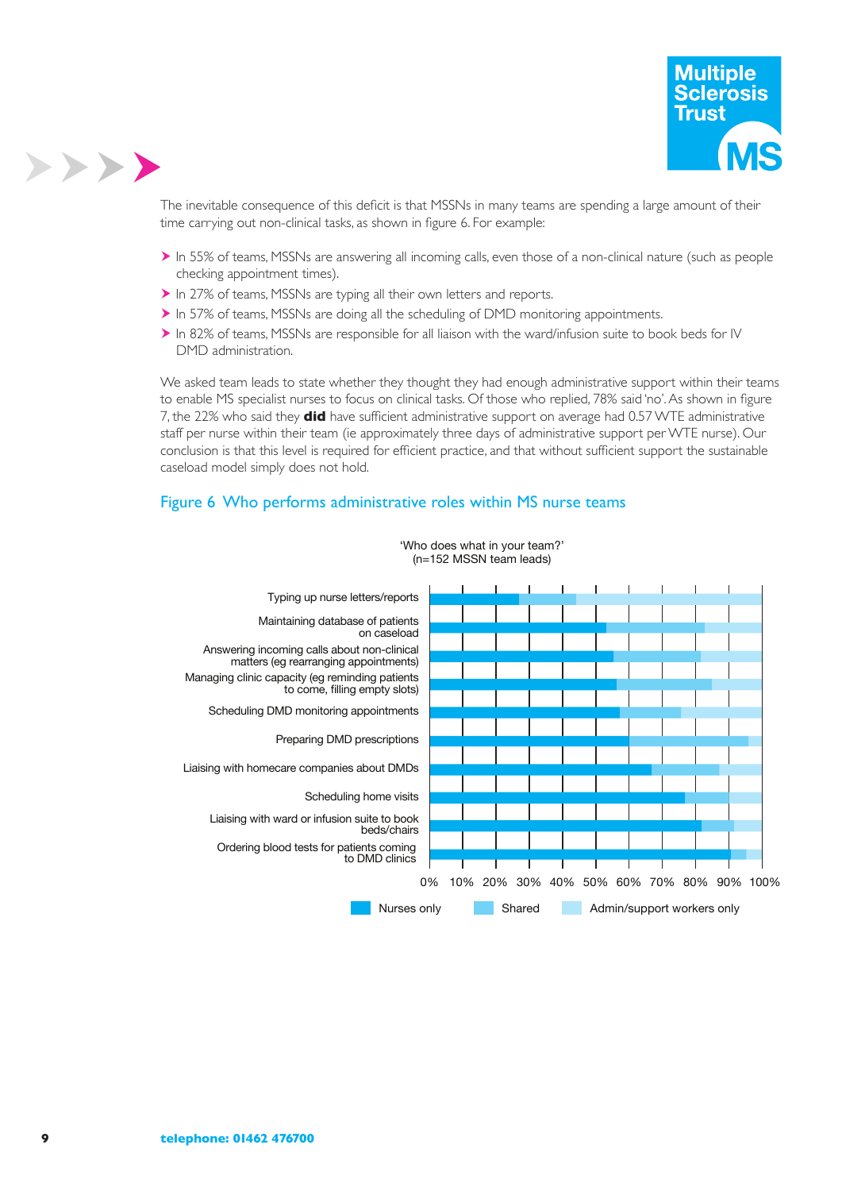The inevitable consequence of this deficit is that MSSNs in many teams are spending a large amount of their time carrying out non-clinical tasks, as shown in figure 6. For example:

- In 55% of teams, MSSNs are answering all incoming calls, even those of a non-clinical nature (such as people checking appointment times).
- In 27% of teams, MSSNs are typing all their own letters and reports.
- In 57% of teams, MSSNs are doing all the scheduling of DMD monitoring appointments.
- In 82% of teams, MSSNs are responsible for all liaison with the ward/infusion suite to book beds for IV DMD administration.

We asked team leads to state whether they thought they had enough administrative support within their teams to enable MS specialist nurses to focus on clinical tasks. Of those who replied, 78% said 'no'. As shown in figure 7, the 22% who said they **did** have sufficient administrative support on average had 0.57 WTE administrative staff per nurse within their team (ie approximately three days of administrative support per WTE nurse). Our conclusion is that this level is required for efficient practice, and that without sufficient support the sustainable caseload model simply does not hold.

## Figure 6 Who performs administrative roles within MS nurse teams

'Who does what in your team?'
(n=152 MSSN team leads)

Typing up nurse letters/reports
Maintaining database of patients on caseload
Answering incoming calls about non-clinical matters (eg rearranging appointments)
Managing clinic capacity (eg reminding patients to come, filling empty slots)
Scheduling DMD monitoring appointments
Preparing DMD prescriptions
Liaising with homecare companies about DMDs
Scheduling home visits
Liaising with ward or infusion suite to book beds/chairs
Ordering blood tests for patients coming to DMD clinics

0% 10% 20% 30% 40% 50% 60% 70% 80% 90% 100%

Nurses only | Shared | Admin/support workers only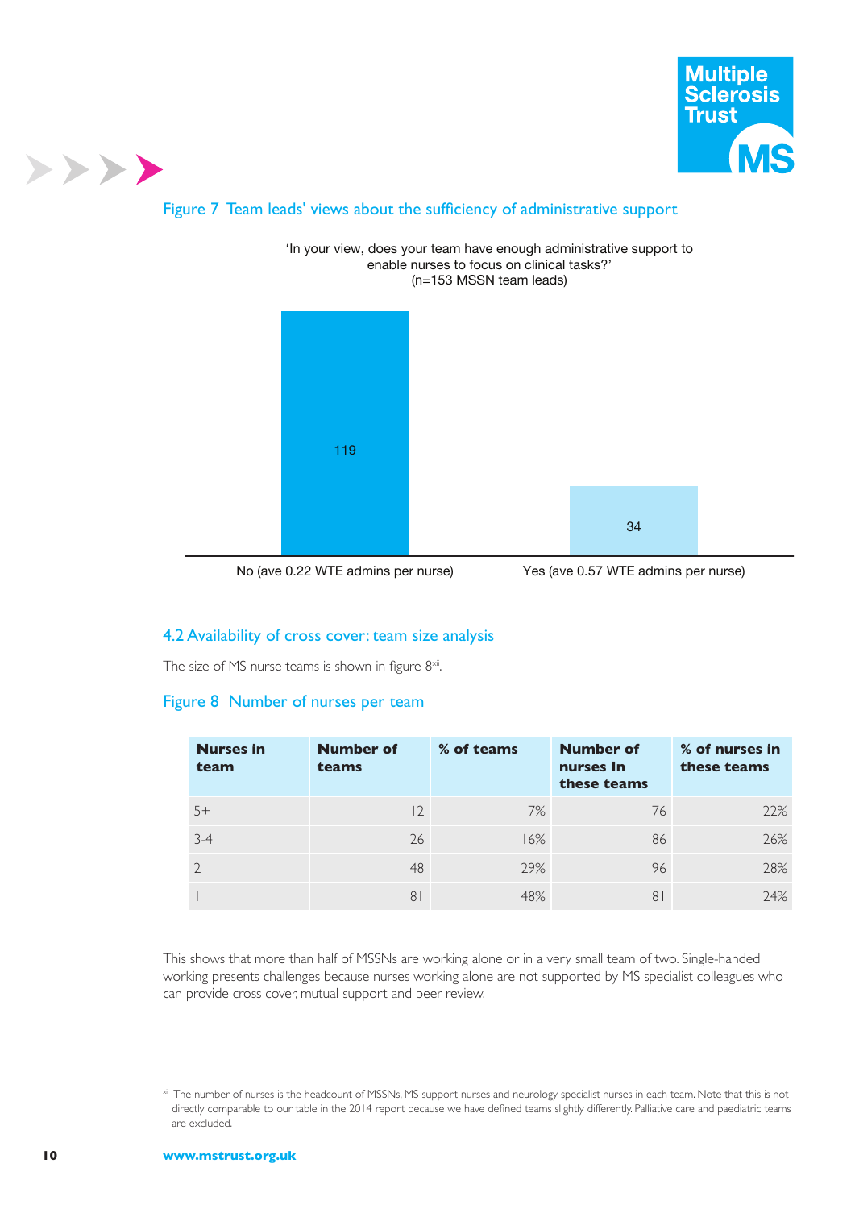## Figure 7 Team leads' views about the sufficiency of administrative support

'In your view, does your team have enough administrative support to enable nurses to focus on clinical tasks?'
(n=153 MSSN team leads)

| Response | Number of team leads |
|---|---|
| No (ave 0.22 WTE admins per nurse) | 119 |
| Yes (ave 0.57 WTE admins per nurse) | 34 |

### 4.2 Availability of cross cover: team size analysis

The size of MS nurse teams is shown in figure 8[xii].

## Figure 8 Number of nurses per team

| Nurses in team | Number of teams | % of teams | Number of nurses In these teams | % of nurses in these teams |
|---|---|---|---|---|
| 5+ | 12 | 7% | 76 | 22% |
| 3-4 | 26 | 16% | 86 | 26% |
| 2 | 48 | 29% | 96 | 28% |
| 1 | 81 | 48% | 81 | 24% |

This shows that more than half of MSSNs are working alone or in a very small team of two. Single-handed working presents challenges because nurses working alone are not supported by MS specialist colleagues who can provide cross cover, mutual support and peer review.

[xii] The number of nurses is the headcount of MSSNs, MS support nurses and neurology specialist nurses in each team. Note that this is not directly comparable to our table in the 2014 report because we have defined teams slightly differently. Palliative care and paediatric teams are excluded.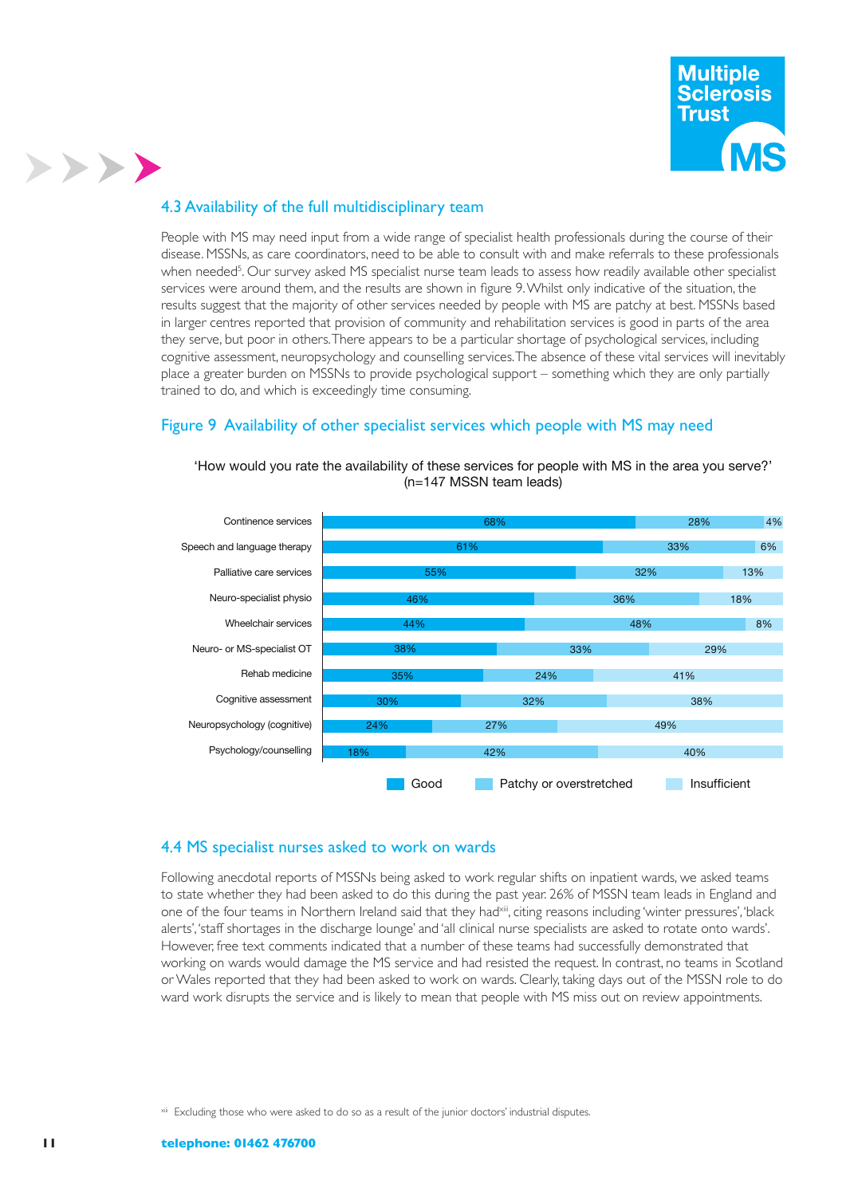## 4.3 Availability of the full multidisciplinary team

People with MS may need input from a wide range of specialist health professionals during the course of their disease. MSSNs, as care coordinators, need to be able to consult with and make referrals to these professionals when needed[5]. Our survey asked MS specialist nurse team leads to assess how readily available other specialist services were around them, and the results are shown in figure 9. Whilst only indicative of the situation, the results suggest that the majority of other services needed by people with MS are patchy at best. MSSNs based in larger centres reported that provision of community and rehabilitation services is good in parts of the area they serve, but poor in others. There appears to be a particular shortage of psychological services, including cognitive assessment, neuropsychology and counselling services. The absence of these vital services will inevitably place a greater burden on MSSNs to provide psychological support – something which they are only partially trained to do, and which is exceedingly time consuming.

### Figure 9 Availability of other specialist services which people with MS may need

'How would you rate the availability of these services for people with MS in the area you serve?' (n=147 MSSN team leads)

| Service | Good | Patchy or overstretched | Insufficient |
|---|---|---|---|
| Continence services | 68% | 28% | 4% |
| Speech and language therapy | 61% | 33% | 6% |
| Palliative care services | 55% | 32% | 13% |
| Neuro-specialist physio | 46% | 36% | 18% |
| Wheelchair services | 44% | 48% | 8% |
| Neuro- or MS-specialist OT | 38% | 33% | 29% |
| Rehab medicine | 35% | 24% | 41% |
| Cognitive assessment | 30% | 32% | 38% |
| Neuropsychology (cognitive) | 24% | 27% | 49% |
| Psychology/counselling | 18% | 42% | 40% |

## 4.4 MS specialist nurses asked to work on wards

Following anecdotal reports of MSSNs being asked to work regular shifts on inpatient wards, we asked teams to state whether they had been asked to do this during the past year. 26% of MSSN team leads in England and one of the four teams in Northern Ireland said that they had[xii], citing reasons including 'winter pressures', 'black alerts', 'staff shortages in the discharge lounge' and 'all clinical nurse specialists are asked to rotate onto wards'. However, free text comments indicated that a number of these teams had successfully demonstrated that working on wards would damage the MS service and had resisted the request. In contrast, no teams in Scotland or Wales reported that they had been asked to work on wards. Clearly, taking days out of the MSSN role to do ward work disrupts the service and is likely to mean that people with MS miss out on review appointments.

[xii] Excluding those who were asked to do so as a result of the junior doctors' industrial disputes.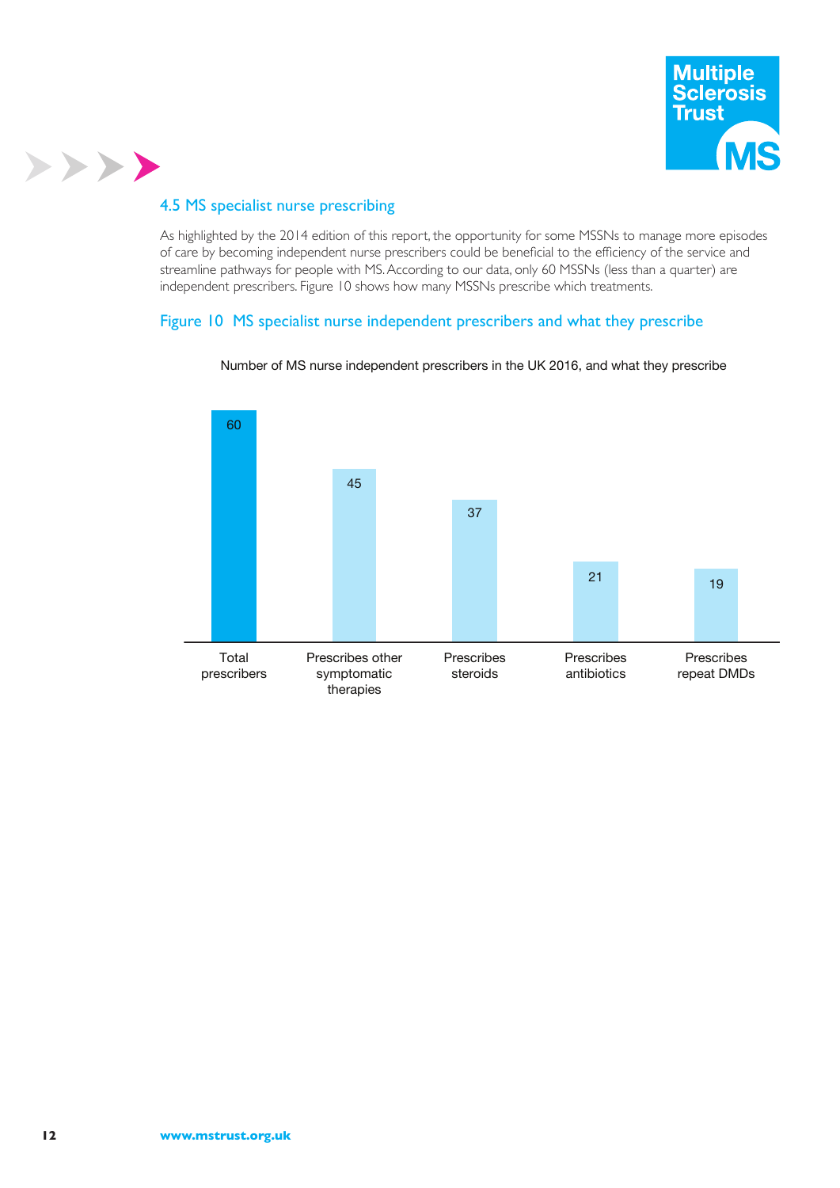## 4.5 MS specialist nurse prescribing

As highlighted by the 2014 edition of this report, the opportunity for some MSSNs to manage more episodes of care by becoming independent nurse prescribers could be beneficial to the efficiency of the service and streamline pathways for people with MS. According to our data, only 60 MSSNs (less than a quarter) are independent prescribers. Figure 10 shows how many MSSNs prescribe which treatments.

### Figure 10 MS specialist nurse independent prescribers and what they prescribe

Number of MS nurse independent prescribers in the UK 2016, and what they prescribe

| Category | Number |
|---|---|
| Total prescribers | 60 |
| Prescribes other symptomatic therapies | 45 |
| Prescribes steroids | 37 |
| Prescribes antibiotics | 21 |
| Prescribes repeat DMDs | 19 |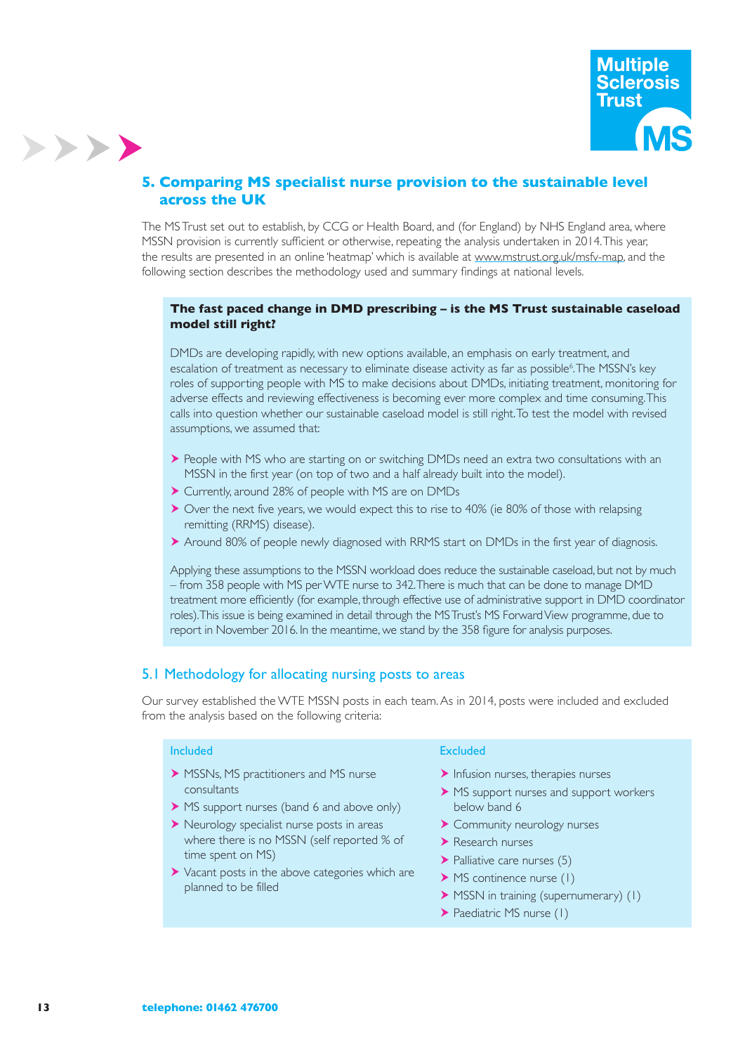## 5. Comparing MS specialist nurse provision to the sustainable level across the UK

The MS Trust set out to establish, by CCG or Health Board, and (for England) by NHS England area, where MSSN provision is currently sufficient or otherwise, repeating the analysis undertaken in 2014. This year, the results are presented in an online 'heatmap' which is available at www.mstrust.org.uk/msfv-map, and the following section describes the methodology used and summary findings at national levels.

**The fast paced change in DMD prescribing – is the MS Trust sustainable caseload model still right?**

DMDs are developing rapidly, with new options available, an emphasis on early treatment, and escalation of treatment as necessary to eliminate disease activity as far as possible[6]. The MSSN's key roles of supporting people with MS to make decisions about DMDs, initiating treatment, monitoring for adverse effects and reviewing effectiveness is becoming ever more complex and time consuming. This calls into question whether our sustainable caseload model is still right. To test the model with revised assumptions, we assumed that:

- People with MS who are starting on or switching DMDs need an extra two consultations with an MSSN in the first year (on top of two and a half already built into the model).
- Currently, around 28% of people with MS are on DMDs
- Over the next five years, we would expect this to rise to 40% (ie 80% of those with relapsing remitting (RRMS) disease).
- Around 80% of people newly diagnosed with RRMS start on DMDs in the first year of diagnosis.

Applying these assumptions to the MSSN workload does reduce the sustainable caseload, but not by much – from 358 people with MS per WTE nurse to 342. There is much that can be done to manage DMD treatment more efficiently (for example, through effective use of administrative support in DMD coordinator roles). This issue is being examined in detail through the MS Trust's MS Forward View programme, due to report in November 2016. In the meantime, we stand by the 358 figure for analysis purposes.

### 5.1 Methodology for allocating nursing posts to areas

Our survey established the WTE MSSN posts in each team. As in 2014, posts were included and excluded from the analysis based on the following criteria:

**Included**

- MSSNs, MS practitioners and MS nurse consultants
- MS support nurses (band 6 and above only)
- Neurology specialist nurse posts in areas where there is no MSSN (self reported % of time spent on MS)
- Vacant posts in the above categories which are planned to be filled

**Excluded**

- Infusion nurses, therapies nurses
- MS support nurses and support workers below band 6
- Community neurology nurses
- Research nurses
- Palliative care nurses (5)
- MS continence nurse (1)
- MSSN in training (supernumerary) (1)
- Paediatric MS nurse (1)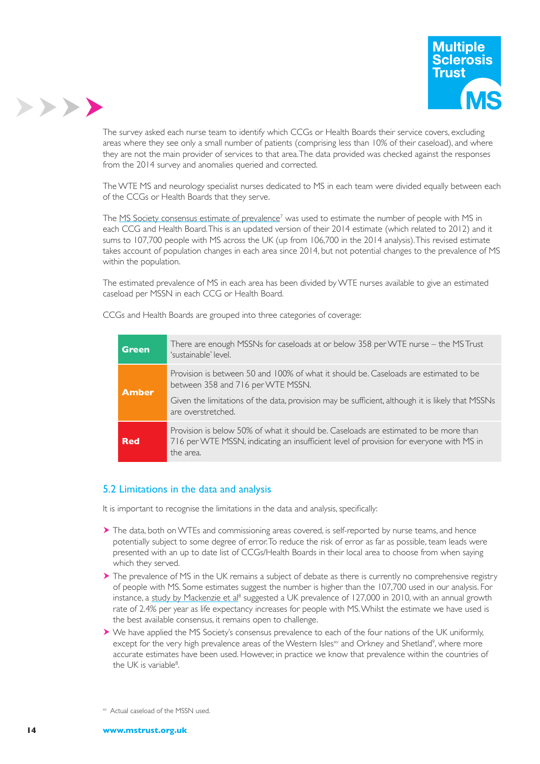The survey asked each nurse team to identify which CCGs or Health Boards their service covers, excluding areas where they see only a small number of patients (comprising less than 10% of their caseload), and where they are not the main provider of services to that area. The data provided was checked against the responses from the 2014 survey and anomalies queried and corrected.

The WTE MS and neurology specialist nurses dedicated to MS in each team were divided equally between each of the CCGs or Health Boards that they serve.

The MS Society consensus estimate of prevalence[7] was used to estimate the number of people with MS in each CCG and Health Board. This is an updated version of their 2014 estimate (which related to 2012) and it sums to 107,700 people with MS across the UK (up from 106,700 in the 2014 analysis). This revised estimate takes account of population changes in each area since 2014, but not potential changes to the prevalence of MS within the population.

The estimated prevalence of MS in each area has been divided by WTE nurses available to give an estimated caseload per MSSN in each CCG or Health Board.

CCGs and Health Boards are grouped into three categories of coverage:

| | |
|---|---|
| **Green** | There are enough MSSNs for caseloads at or below 358 per WTE nurse – the MS Trust 'sustainable' level. |
| **Amber** | Provision is between 50 and 100% of what it should be. Caseloads are estimated to be between 358 and 716 per WTE MSSN.<br>Given the limitations of the data, provision may be sufficient, although it is likely that MSSNs are overstretched. |
| **Red** | Provision is below 50% of what it should be. Caseloads are estimated to be more than 716 per WTE MSSN, indicating an insufficient level of provision for everyone with MS in the area. |

## 5.2 Limitations in the data and analysis

It is important to recognise the limitations in the data and analysis, specifically:

- The data, both on WTEs and commissioning areas covered, is self-reported by nurse teams, and hence potentially subject to some degree of error. To reduce the risk of error as far as possible, team leads were presented with an up to date list of CCGs/Health Boards in their local area to choose from when saying which they served.
- The prevalence of MS in the UK remains a subject of debate as there is currently no comprehensive registry of people with MS. Some estimates suggest the number is higher than the 107,700 used in our analysis. For instance, a study by Mackenzie et al[8] suggested a UK prevalence of 127,000 in 2010, with an annual growth rate of 2.4% per year as life expectancy increases for people with MS. Whilst the estimate we have used is the best available consensus, it remains open to challenge.
- We have applied the MS Society's consensus prevalence to each of the four nations of the UK uniformly, except for the very high prevalence areas of the Western Isles[xv] and Orkney and Shetland[9], where more accurate estimates have been used. However, in practice we know that prevalence within the countries of the UK is variable[8].

[xv] Actual caseload of the MSSN used.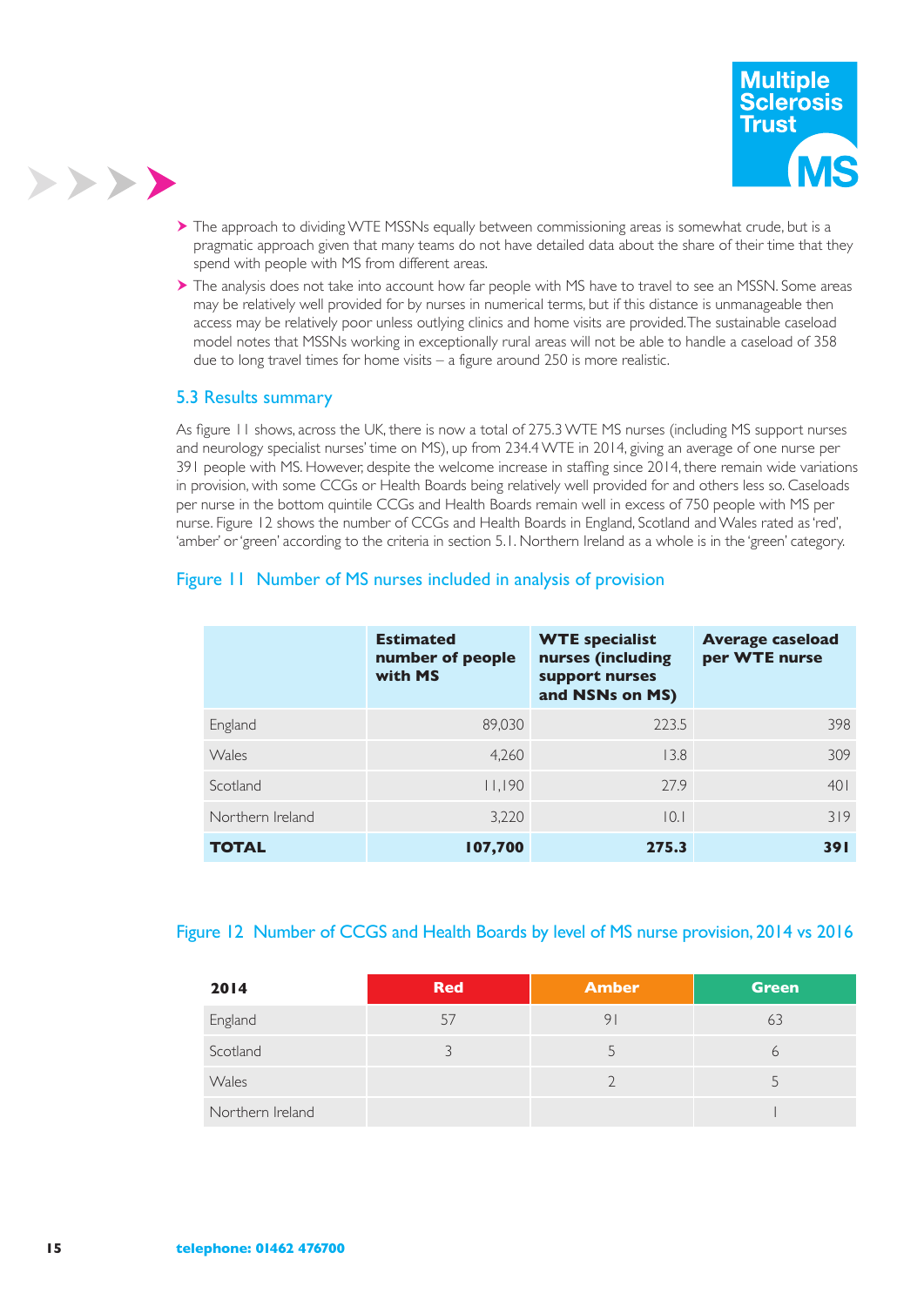- The approach to dividing WTE MSSNs equally between commissioning areas is somewhat crude, but is a pragmatic approach given that many teams do not have detailed data about the share of their time that they spend with people with MS from different areas.
- The analysis does not take into account how far people with MS have to travel to see an MSSN. Some areas may be relatively well provided for by nurses in numerical terms, but if this distance is unmanageable then access may be relatively poor unless outlying clinics and home visits are provided. The sustainable caseload model notes that MSSNs working in exceptionally rural areas will not be able to handle a caseload of 358 due to long travel times for home visits – a figure around 250 is more realistic.

### 5.3 Results summary

As figure 11 shows, across the UK, there is now a total of 275.3 WTE MS nurses (including MS support nurses and neurology specialist nurses' time on MS), up from 234.4 WTE in 2014, giving an average of one nurse per 391 people with MS. However, despite the welcome increase in staffing since 2014, there remain wide variations in provision, with some CCGs or Health Boards being relatively well provided for and others less so. Caseloads per nurse in the bottom quintile CCGs and Health Boards remain well in excess of 750 people with MS per nurse. Figure 12 shows the number of CCGs and Health Boards in England, Scotland and Wales rated as 'red', 'amber' or 'green' according to the criteria in section 5.1. Northern Ireland as a whole is in the 'green' category.

### Figure 11 Number of MS nurses included in analysis of provision

| | Estimated number of people with MS | WTE specialist nurses (including support nurses and NSNs on MS) | Average caseload per WTE nurse |
|---|---|---|---|
| England | 89,030 | 223.5 | 398 |
| Wales | 4,260 | 13.8 | 309 |
| Scotland | 11,190 | 27.9 | 401 |
| Northern Ireland | 3,220 | 10.1 | 319 |
| **TOTAL** | **107,700** | **275.3** | **391** |

### Figure 12 Number of CCGS and Health Boards by level of MS nurse provision, 2014 vs 2016

| 2014 | Red | Amber | Green |
|---|---|---|---|
| England | 57 | 91 | 63 |
| Scotland | 3 | 5 | 6 |
| Wales | | 2 | 5 |
| Northern Ireland | | | 1 |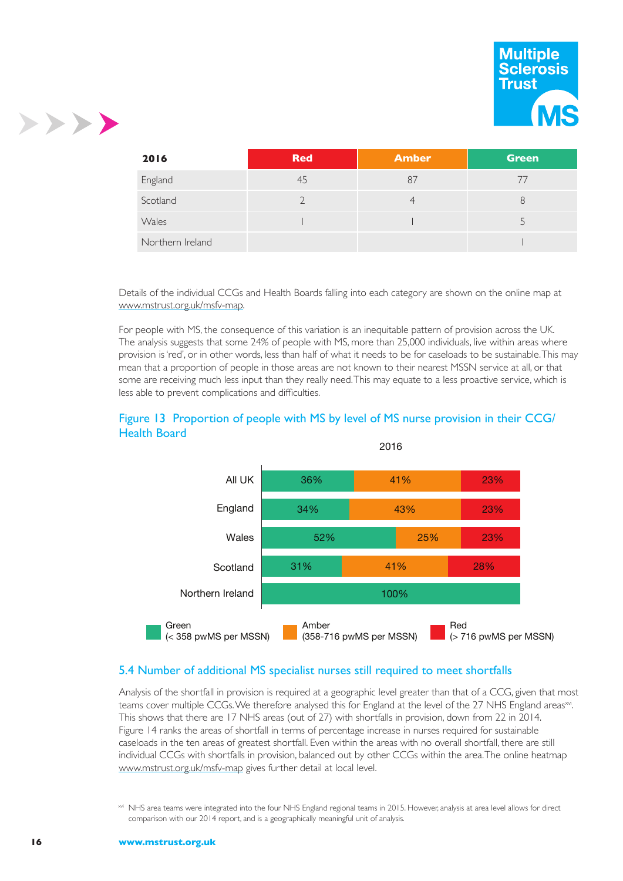| 2016 | Red | Amber | Green |
|---|---|---|---|
| England | 45 | 87 | 77 |
| Scotland | 2 | 4 | 8 |
| Wales | 1 | 1 | 5 |
| Northern Ireland | | | 1 |

Details of the individual CCGs and Health Boards falling into each category are shown on the online map at www.mstrust.org.uk/msfv-map.

For people with MS, the consequence of this variation is an inequitable pattern of provision across the UK. The analysis suggests that some 24% of people with MS, more than 25,000 individuals, live within areas where provision is 'red', or in other words, less than half of what it needs to be for caseloads to be sustainable. This may mean that a proportion of people in those areas are not known to their nearest MSSN service at all, or that some are receiving much less input than they really need. This may equate to a less proactive service, which is less able to prevent complications and difficulties.

## Figure 13 Proportion of people with MS by level of MS nurse provision in their CCG/ Health Board

2016

| | Green | Amber | Red |
|---|---|---|---|
| All UK | 36% | 41% | 23% |
| England | 34% | 43% | 23% |
| Wales | 52% | 25% | 23% |
| Scotland | 31% | 41% | 28% |
| Northern Ireland | 100% | | |

Green (< 358 pwMS per MSSN) Amber (358-716 pwMS per MSSN) Red (> 716 pwMS per MSSN)

## 5.4 Number of additional MS specialist nurses still required to meet shortfalls

Analysis of the shortfall in provision is required at a geographic level greater than that of a CCG, given that most teams cover multiple CCGs. We therefore analysed this for England at the level of the 27 NHS England areas[xvi]. This shows that there are 17 NHS areas (out of 27) with shortfalls in provision, down from 22 in 2014. Figure 14 ranks the areas of shortfall in terms of percentage increase in nurses required for sustainable caseloads in the ten areas of greatest shortfall. Even within the areas with no overall shortfall, there are still individual CCGs with shortfalls in provision, balanced out by other CCGs within the area. The online heatmap www.mstrust.org.uk/msfv-map gives further detail at local level.

[xvi] NHS area teams were integrated into the four NHS England regional teams in 2015. However, analysis at area level allows for direct comparison with our 2014 report, and is a geographically meaningful unit of analysis.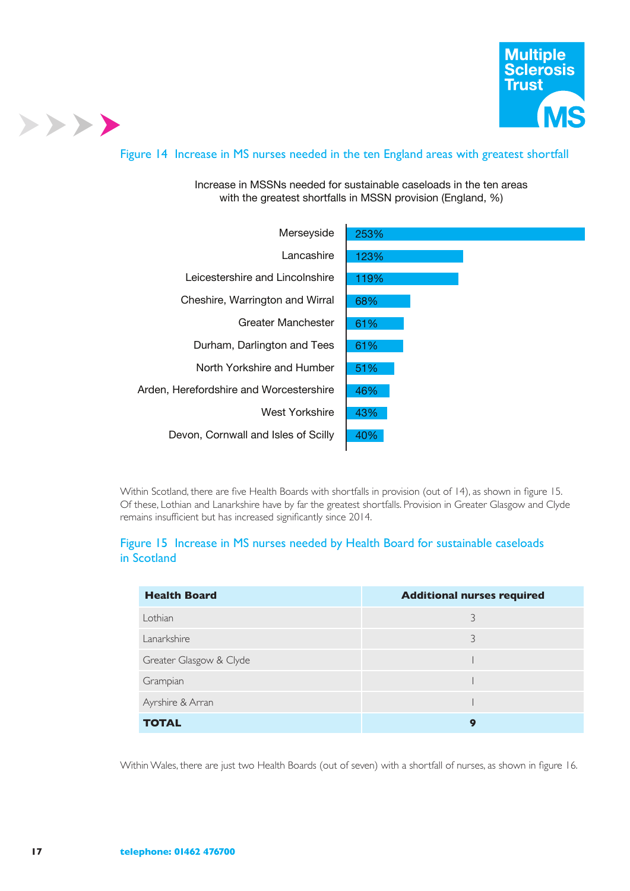## Figure 14 Increase in MS nurses needed in the ten England areas with greatest shortfall

Increase in MSSNs needed for sustainable caseloads in the ten areas with the greatest shortfalls in MSSN provision (England, %)

| Area | Increase |
|---|---|
| Merseyside | 253% |
| Lancashire | 123% |
| Leicestershire and Lincolnshire | 119% |
| Cheshire, Warrington and Wirral | 68% |
| Greater Manchester | 61% |
| Durham, Darlington and Tees | 61% |
| North Yorkshire and Humber | 51% |
| Arden, Herefordshire and Worcestershire | 46% |
| West Yorkshire | 43% |
| Devon, Cornwall and Isles of Scilly | 40% |

Within Scotland, there are five Health Boards with shortfalls in provision (out of 14), as shown in figure 15. Of these, Lothian and Lanarkshire have by far the greatest shortfalls. Provision in Greater Glasgow and Clyde remains insufficient but has increased significantly since 2014.

## Figure 15 Increase in MS nurses needed by Health Board for sustainable caseloads in Scotland

| Health Board | Additional nurses required |
|---|---|
| Lothian | 3 |
| Lanarkshire | 3 |
| Greater Glasgow & Clyde | 1 |
| Grampian | 1 |
| Ayrshire & Arran | 1 |
| **TOTAL** | **9** |

Within Wales, there are just two Health Boards (out of seven) with a shortfall of nurses, as shown in figure 16.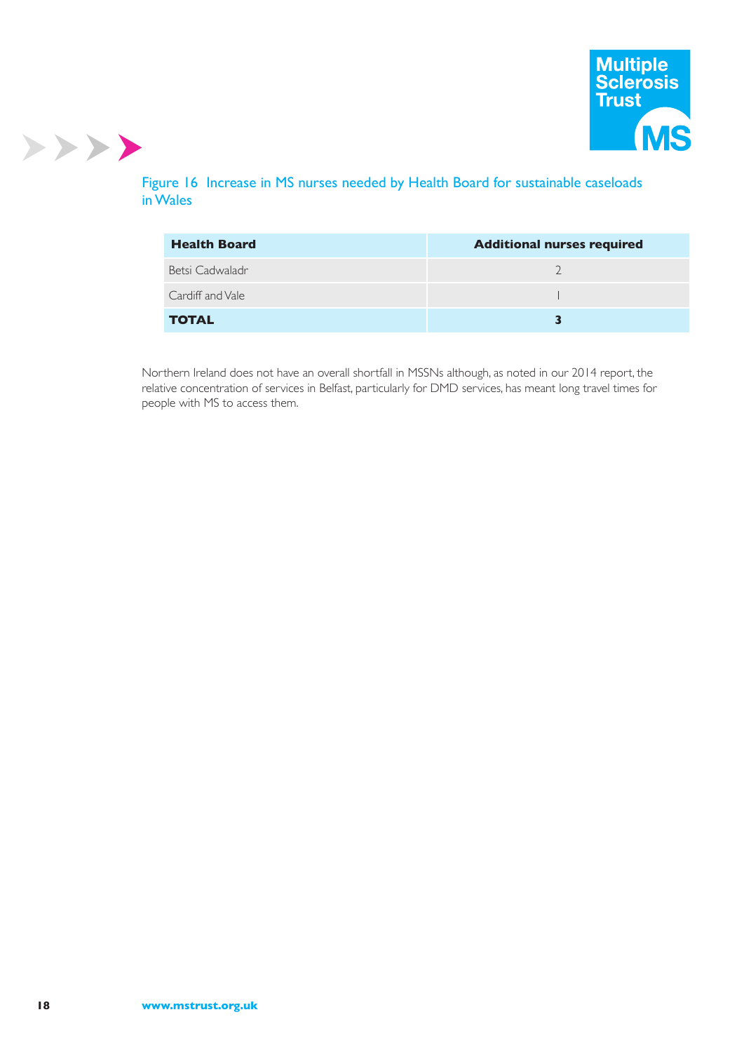Figure 16 Increase in MS nurses needed by Health Board for sustainable caseloads in Wales

| Health Board | Additional nurses required |
|---|---|
| Betsi Cadwaladr | 2 |
| Cardiff and Vale | 1 |
| **TOTAL** | **3** |

Northern Ireland does not have an overall shortfall in MSSNs although, as noted in our 2014 report, the relative concentration of services in Belfast, particularly for DMD services, has meant long travel times for people with MS to access them.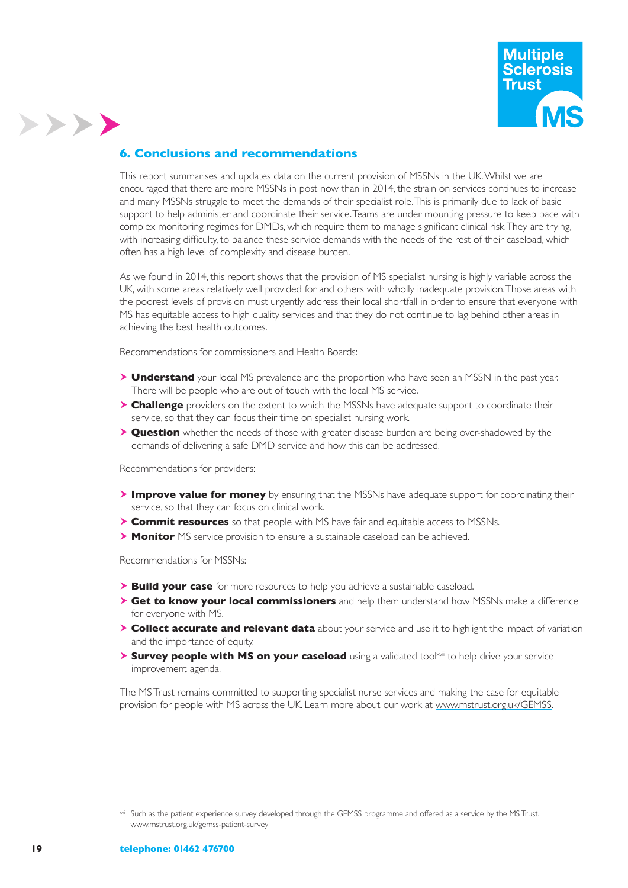## 6. Conclusions and recommendations

This report summarises and updates data on the current provision of MSSNs in the UK. Whilst we are encouraged that there are more MSSNs in post now than in 2014, the strain on services continues to increase and many MSSNs struggle to meet the demands of their specialist role. This is primarily due to lack of basic support to help administer and coordinate their service. Teams are under mounting pressure to keep pace with complex monitoring regimes for DMDs, which require them to manage significant clinical risk. They are trying, with increasing difficulty, to balance these service demands with the needs of the rest of their caseload, which often has a high level of complexity and disease burden.

As we found in 2014, this report shows that the provision of MS specialist nursing is highly variable across the UK, with some areas relatively well provided for and others with wholly inadequate provision. Those areas with the poorest levels of provision must urgently address their local shortfall in order to ensure that everyone with MS has equitable access to high quality services and that they do not continue to lag behind other areas in achieving the best health outcomes.

Recommendations for commissioners and Health Boards:

- **Understand** your local MS prevalence and the proportion who have seen an MSSN in the past year. There will be people who are out of touch with the local MS service.
- **Challenge** providers on the extent to which the MSSNs have adequate support to coordinate their service, so that they can focus their time on specialist nursing work.
- **Question** whether the needs of those with greater disease burden are being over-shadowed by the demands of delivering a safe DMD service and how this can be addressed.

Recommendations for providers:

- **Improve value for money** by ensuring that the MSSNs have adequate support for coordinating their service, so that they can focus on clinical work.
- **Commit resources** so that people with MS have fair and equitable access to MSSNs.
- **Monitor** MS service provision to ensure a sustainable caseload can be achieved.

Recommendations for MSSNs:

- **Build your case** for more resources to help you achieve a sustainable caseload.
- **Get to know your local commissioners** and help them understand how MSSNs make a difference for everyone with MS.
- **Collect accurate and relevant data** about your service and use it to highlight the impact of variation and the importance of equity.
- **Survey people with MS on your caseload** using a validated tool[xvii] to help drive your service improvement agenda.

The MS Trust remains committed to supporting specialist nurse services and making the case for equitable provision for people with MS across the UK. Learn more about our work at www.mstrust.org.uk/GEMSS.

[xvii] Such as the patient experience survey developed through the GEMSS programme and offered as a service by the MS Trust. www.mstrust.org.uk/gemss-patient-survey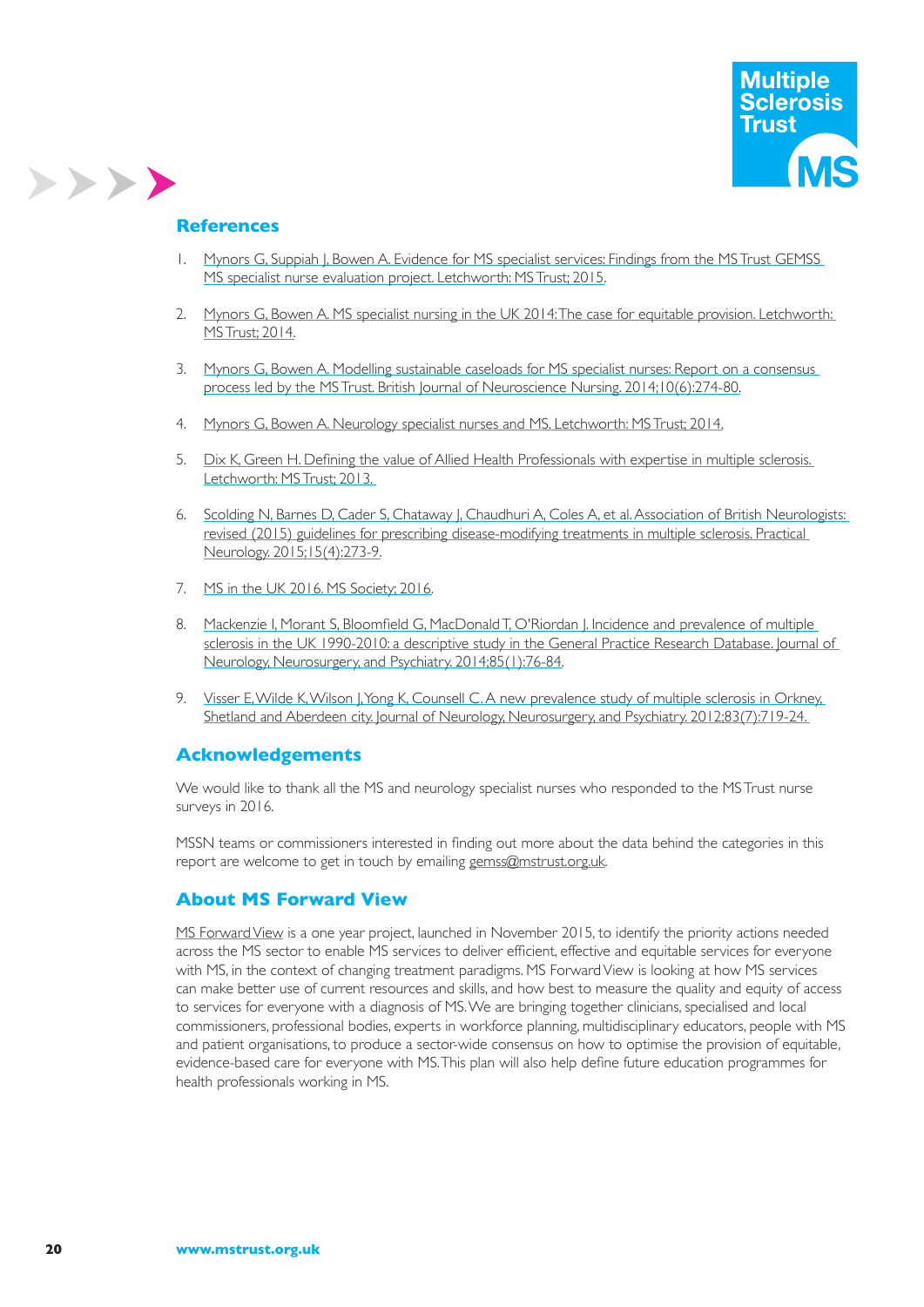## References

1. Mynors G, Suppiah J, Bowen A. Evidence for MS specialist services: Findings from the MS Trust GEMSS MS specialist nurse evaluation project. Letchworth: MS Trust; 2015.
2. Mynors G, Bowen A. MS specialist nursing in the UK 2014: The case for equitable provision. Letchworth: MS Trust; 2014.
3. Mynors G, Bowen A. Modelling sustainable caseloads for MS specialist nurses: Report on a consensus process led by the MS Trust. British Journal of Neuroscience Nursing. 2014;10(6):274-80.
4. Mynors G, Bowen A. Neurology specialist nurses and MS. Letchworth: MS Trust; 2014.
5. Dix K, Green H. Defining the value of Allied Health Professionals with expertise in multiple sclerosis. Letchworth: MS Trust; 2013.
6. Scolding N, Barnes D, Cader S, Chataway J, Chaudhuri A, Coles A, et al. Association of British Neurologists: revised (2015) guidelines for prescribing disease-modifying treatments in multiple sclerosis. Practical Neurology. 2015;15(4):273-9.
7. MS in the UK 2016. MS Society; 2016.
8. Mackenzie I, Morant S, Bloomfield G, MacDonald T, O'Riordan J. Incidence and prevalence of multiple sclerosis in the UK 1990-2010: a descriptive study in the General Practice Research Database. Journal of Neurology, Neurosurgery, and Psychiatry. 2014;85(1):76-84.
9. Visser E, Wilde K, Wilson J, Yong K, Counsell C. A new prevalence study of multiple sclerosis in Orkney, Shetland and Aberdeen city. Journal of Neurology, Neurosurgery, and Psychiatry. 2012;83(7):719-24.

## Acknowledgements

We would like to thank all the MS and neurology specialist nurses who responded to the MS Trust nurse surveys in 2016.

MSSN teams or commissioners interested in finding out more about the data behind the categories in this report are welcome to get in touch by emailing gemss@mstrust.org.uk.

## About MS Forward View

MS Forward View is a one year project, launched in November 2015, to identify the priority actions needed across the MS sector to enable MS services to deliver efficient, effective and equitable services for everyone with MS, in the context of changing treatment paradigms. MS Forward View is looking at how MS services can make better use of current resources and skills, and how best to measure the quality and equity of access to services for everyone with a diagnosis of MS. We are bringing together clinicians, specialised and local commissioners, professional bodies, experts in workforce planning, multidisciplinary educators, people with MS and patient organisations, to produce a sector-wide consensus on how to optimise the provision of equitable, evidence-based care for everyone with MS. This plan will also help define future education programmes for health professionals working in MS.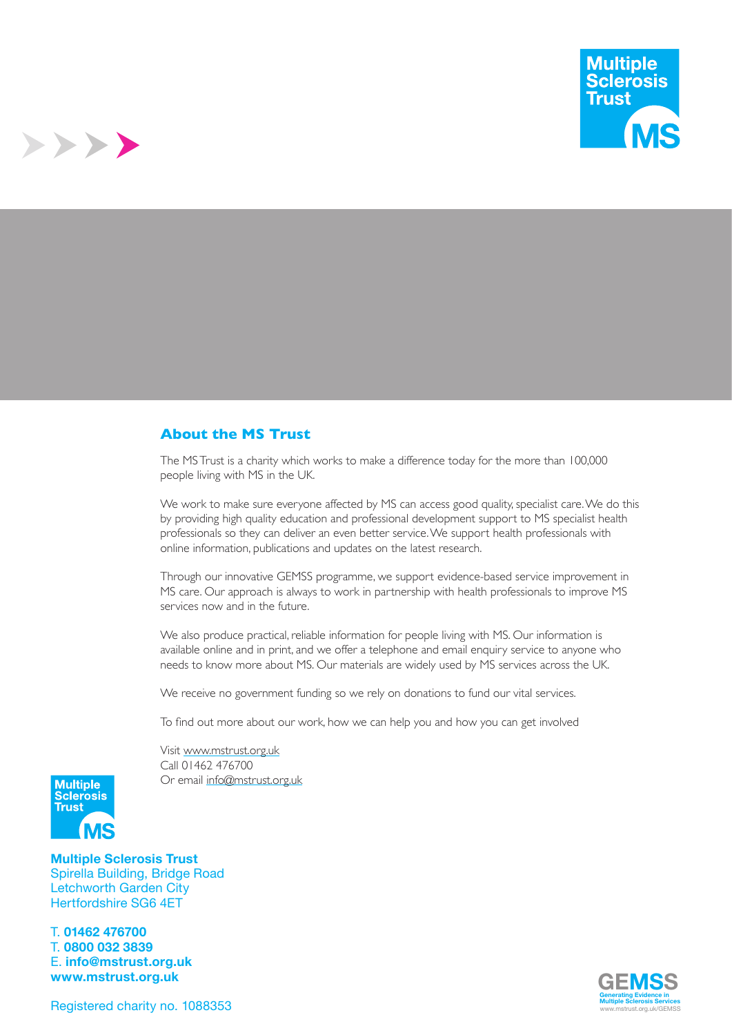Multiple Sclerosis Trust

MS

## About the MS Trust

The MS Trust is a charity which works to make a difference today for the more than 100,000 people living with MS in the UK.

We work to make sure everyone affected by MS can access good quality, specialist care. We do this by providing high quality education and professional development support to MS specialist health professionals so they can deliver an even better service. We support health professionals with online information, publications and updates on the latest research.

Through our innovative GEMSS programme, we support evidence-based service improvement in MS care. Our approach is always to work in partnership with health professionals to improve MS services now and in the future.

We also produce practical, reliable information for people living with MS. Our information is available online and in print, and we offer a telephone and email enquiry service to anyone who needs to know more about MS. Our materials are widely used by MS services across the UK.

We receive no government funding so we rely on donations to fund our vital services.

To find out more about our work, how we can help you and how you can get involved

Visit www.mstrust.org.uk
Call 01462 476700
Or email info@mstrust.org.uk

Multiple Sclerosis Trust

MS

**Multiple Sclerosis Trust**
Spirella Building, Bridge Road
Letchworth Garden City
Hertfordshire SG6 4ET

T. **01462 476700**
T. **0800 032 3839**
E. **info@mstrust.org.uk**
**www.mstrust.org.uk**

Registered charity no. 1088353

GEMSS
Generating Evidence in Multiple Sclerosis Services
www.mstrust.org.uk/GEMSS